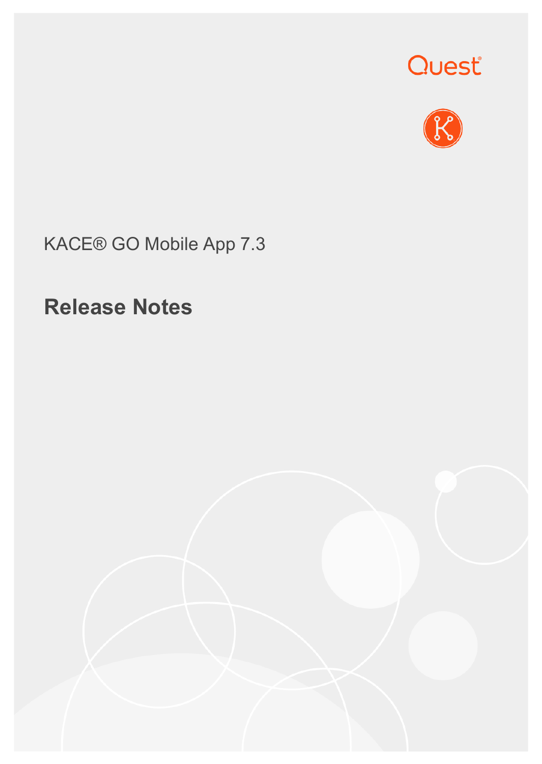Quest

KACE® GO Mobile App 7.3

# Release Notes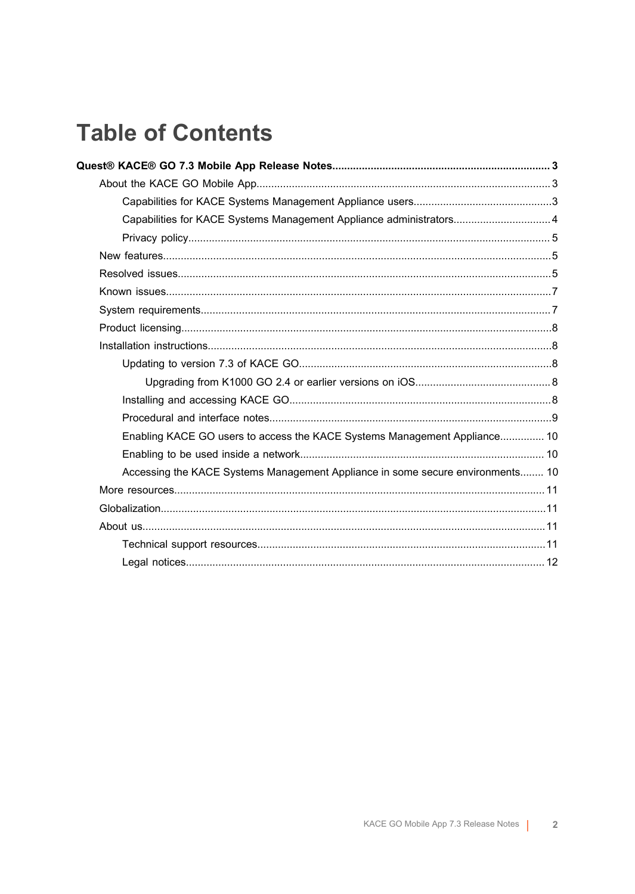# Table of Contents

**Quest® KACE® GO 7.3 Mobile App Release Notes.......................................................................... 3**

- About the KACE GO Mobile App...................................................................................................3
  - Capabilities for KACE Systems Management Appliance users...............................................3
  - Capabilities for KACE Systems Management Appliance administrators.................................4
  - Privacy policy..........................................................................................................................5
- New features..................................................................................................................................5
- Resolved issues.............................................................................................................................5
- Known issues.................................................................................................................................7
- System requirements.....................................................................................................................7
- Product licensing............................................................................................................................8
- Installation instructions....................................................................................................................8
  - Updating to version 7.3 of KACE GO.....................................................................................8
    - Upgrading from K1000 GO 2.4 or earlier versions on iOS.............................................8
  - Installing and accessing KACE GO........................................................................................8
  - Procedural and interface notes...............................................................................................9
  - Enabling KACE GO users to access the KACE Systems Management Appliance............... 10
  - Enabling to be used inside a network.................................................................................. 10
  - Accessing the KACE Systems Management Appliance in some secure environments........ 10
- More resources............................................................................................................................11
- Globalization.................................................................................................................................11
- About us.......................................................................................................................................11
  - Technical support resources.................................................................................................11
  - Legal notices.........................................................................................................................12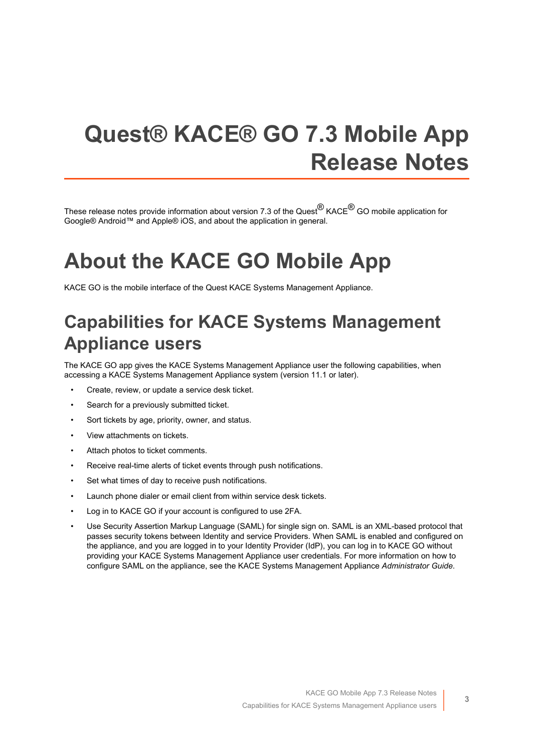# Quest® KACE® GO 7.3 Mobile App Release Notes

These release notes provide information about version 7.3 of the Quest® KACE® GO mobile application for Google® Android™ and Apple® iOS, and about the application in general.

# About the KACE GO Mobile App

KACE GO is the mobile interface of the Quest KACE Systems Management Appliance.

## Capabilities for KACE Systems Management Appliance users

The KACE GO app gives the KACE Systems Management Appliance user the following capabilities, when accessing a KACE Systems Management Appliance system (version 11.1 or later).

- Create, review, or update a service desk ticket.
- Search for a previously submitted ticket.
- Sort tickets by age, priority, owner, and status.
- View attachments on tickets.
- Attach photos to ticket comments.
- Receive real-time alerts of ticket events through push notifications.
- Set what times of day to receive push notifications.
- Launch phone dialer or email client from within service desk tickets.
- Log in to KACE GO if your account is configured to use 2FA.
- Use Security Assertion Markup Language (SAML) for single sign on. SAML is an XML-based protocol that passes security tokens between Identity and service Providers. When SAML is enabled and configured on the appliance, and you are logged in to your Identity Provider (IdP), you can log in to KACE GO without providing your KACE Systems Management Appliance user credentials. For more information on how to configure SAML on the appliance, see the KACE Systems Management Appliance *Administrator Guide*.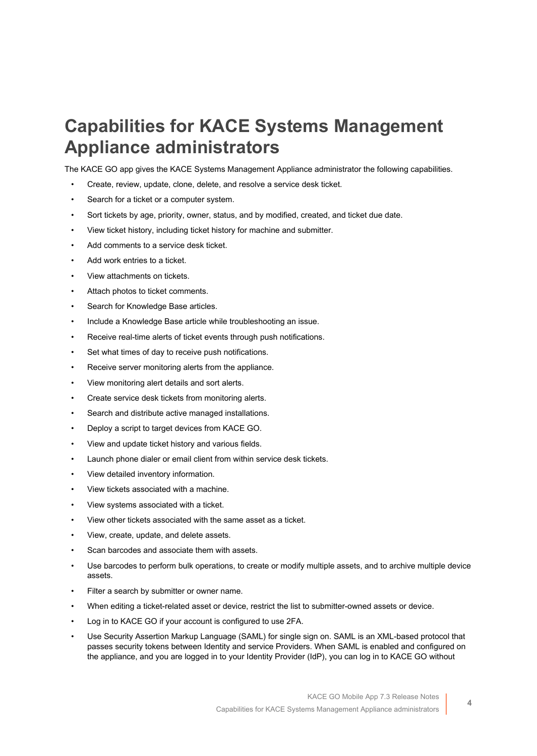# Capabilities for KACE Systems Management Appliance administrators

The KACE GO app gives the KACE Systems Management Appliance administrator the following capabilities.

- Create, review, update, clone, delete, and resolve a service desk ticket.
- Search for a ticket or a computer system.
- Sort tickets by age, priority, owner, status, and by modified, created, and ticket due date.
- View ticket history, including ticket history for machine and submitter.
- Add comments to a service desk ticket.
- Add work entries to a ticket.
- View attachments on tickets.
- Attach photos to ticket comments.
- Search for Knowledge Base articles.
- Include a Knowledge Base article while troubleshooting an issue.
- Receive real-time alerts of ticket events through push notifications.
- Set what times of day to receive push notifications.
- Receive server monitoring alerts from the appliance.
- View monitoring alert details and sort alerts.
- Create service desk tickets from monitoring alerts.
- Search and distribute active managed installations.
- Deploy a script to target devices from KACE GO.
- View and update ticket history and various fields.
- Launch phone dialer or email client from within service desk tickets.
- View detailed inventory information.
- View tickets associated with a machine.
- View systems associated with a ticket.
- View other tickets associated with the same asset as a ticket.
- View, create, update, and delete assets.
- Scan barcodes and associate them with assets.
- Use barcodes to perform bulk operations, to create or modify multiple assets, and to archive multiple device assets.
- Filter a search by submitter or owner name.
- When editing a ticket-related asset or device, restrict the list to submitter-owned assets or device.
- Log in to KACE GO if your account is configured to use 2FA.
- Use Security Assertion Markup Language (SAML) for single sign on. SAML is an XML-based protocol that passes security tokens between Identity and service Providers. When SAML is enabled and configured on the appliance, and you are logged in to your Identity Provider (IdP), you can log in to KACE GO without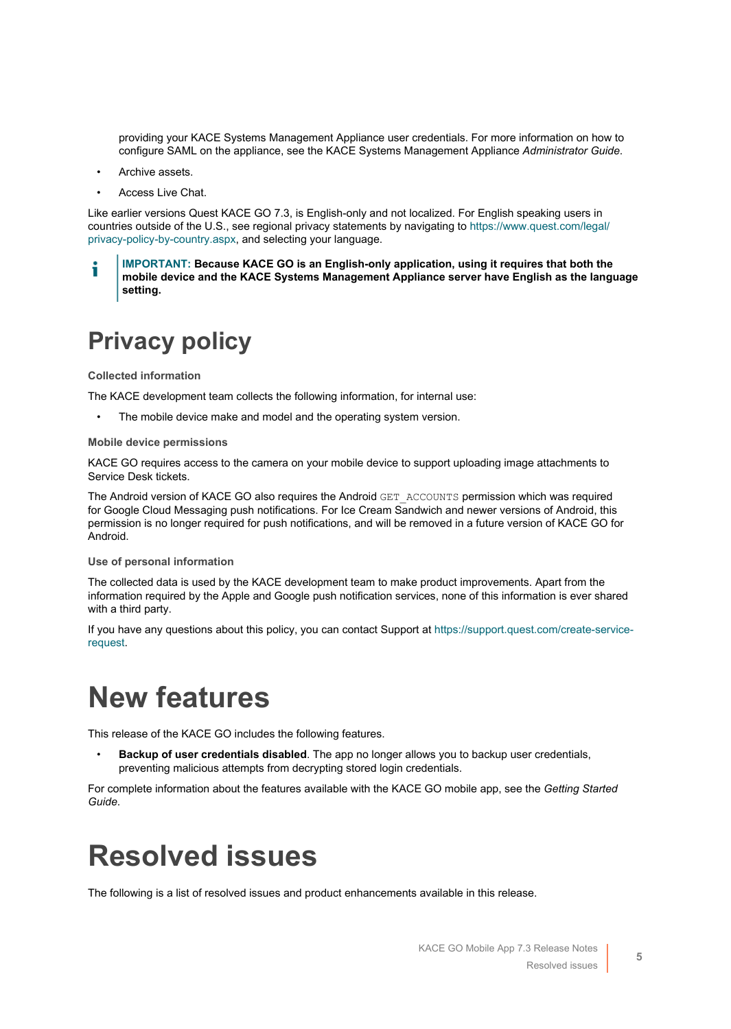providing your KACE Systems Management Appliance user credentials. For more information on how to configure SAML on the appliance, see the KACE Systems Management Appliance *Administrator Guide*.

- Archive assets.
- Access Live Chat.

Like earlier versions Quest KACE GO 7.3, is English-only and not localized. For English speaking users in countries outside of the U.S., see regional privacy statements by navigating to https://www.quest.com/legal/privacy-policy-by-country.aspx, and selecting your language.

**IMPORTANT: Because KACE GO is an English-only application, using it requires that both the mobile device and the KACE Systems Management Appliance server have English as the language setting.**

# Privacy policy

### Collected information

The KACE development team collects the following information, for internal use:

- The mobile device make and model and the operating system version.

### Mobile device permissions

KACE GO requires access to the camera on your mobile device to support uploading image attachments to Service Desk tickets.

The Android version of KACE GO also requires the Android `GET_ACCOUNTS` permission which was required for Google Cloud Messaging push notifications. For Ice Cream Sandwich and newer versions of Android, this permission is no longer required for push notifications, and will be removed in a future version of KACE GO for Android.

### Use of personal information

The collected data is used by the KACE development team to make product improvements. Apart from the information required by the Apple and Google push notification services, none of this information is ever shared with a third party.

If you have any questions about this policy, you can contact Support at https://support.quest.com/create-service-request.

# New features

This release of the KACE GO includes the following features.

- **Backup of user credentials disabled**. The app no longer allows you to backup user credentials, preventing malicious attempts from decrypting stored login credentials.

For complete information about the features available with the KACE GO mobile app, see the *Getting Started Guide*.

# Resolved issues

The following is a list of resolved issues and product enhancements available in this release.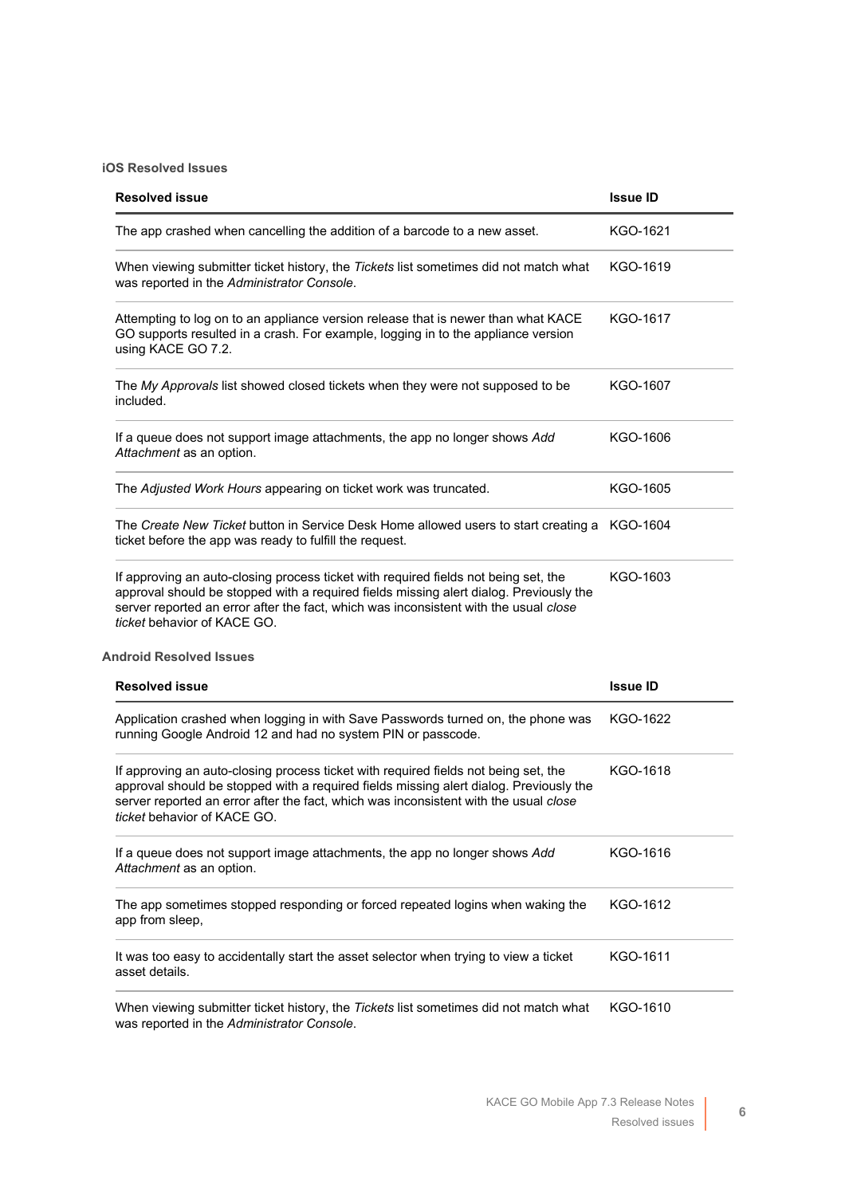#### iOS Resolved Issues

| Resolved issue | Issue ID |
|---|---|
| The app crashed when cancelling the addition of a barcode to a new asset. | KGO-1621 |
| When viewing submitter ticket history, the *Tickets* list sometimes did not match what was reported in the *Administrator Console*. | KGO-1619 |
| Attempting to log on to an appliance version release that is newer than what KACE GO supports resulted in a crash. For example, logging in to the appliance version using KACE GO 7.2. | KGO-1617 |
| The *My Approvals* list showed closed tickets when they were not supposed to be included. | KGO-1607 |
| If a queue does not support image attachments, the app no longer shows *Add Attachment* as an option. | KGO-1606 |
| The *Adjusted Work Hours* appearing on ticket work was truncated. | KGO-1605 |
| The *Create New Ticket* button in Service Desk Home allowed users to start creating a ticket before the app was ready to fulfill the request. | KGO-1604 |
| If approving an auto-closing process ticket with required fields not being set, the approval should be stopped with a required fields missing alert dialog. Previously the server reported an error after the fact, which was inconsistent with the usual *close ticket* behavior of KACE GO. | KGO-1603 |

#### Android Resolved Issues

| Resolved issue | Issue ID |
|---|---|
| Application crashed when logging in with Save Passwords turned on, the phone was running Google Android 12 and had no system PIN or passcode. | KGO-1622 |
| If approving an auto-closing process ticket with required fields not being set, the approval should be stopped with a required fields missing alert dialog. Previously the server reported an error after the fact, which was inconsistent with the usual *close ticket* behavior of KACE GO. | KGO-1618 |
| If a queue does not support image attachments, the app no longer shows *Add Attachment* as an option. | KGO-1616 |
| The app sometimes stopped responding or forced repeated logins when waking the app from sleep, | KGO-1612 |
| It was too easy to accidentally start the asset selector when trying to view a ticket asset details. | KGO-1611 |
| When viewing submitter ticket history, the *Tickets* list sometimes did not match what was reported in the *Administrator Console*. | KGO-1610 |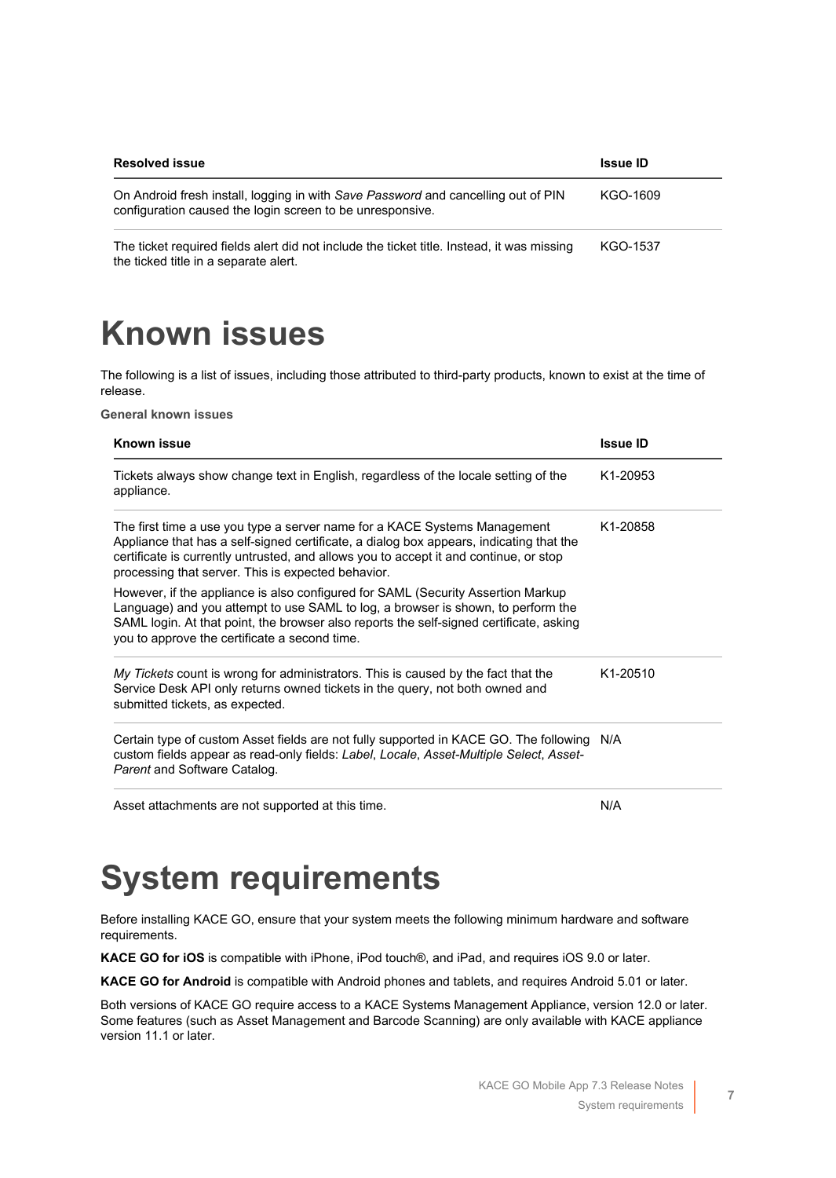| Resolved issue | Issue ID |
| --- | --- |
| On Android fresh install, logging in with *Save Password* and cancelling out of PIN configuration caused the login screen to be unresponsive. | KGO-1609 |
| The ticket required fields alert did not include the ticket title. Instead, it was missing the ticked title in a separate alert. | KGO-1537 |

# Known issues

The following is a list of issues, including those attributed to third-party products, known to exist at the time of release.

**General known issues**

| Known issue | Issue ID |
| --- | --- |
| Tickets always show change text in English, regardless of the locale setting of the appliance. | K1-20953 |
| The first time a use you type a server name for a KACE Systems Management Appliance that has a self-signed certificate, a dialog box appears, indicating that the certificate is currently untrusted, and allows you to accept it and continue, or stop processing that server. This is expected behavior.<br><br>However, if the appliance is also configured for SAML (Security Assertion Markup Language) and you attempt to use SAML to log, a browser is shown, to perform the SAML login. At that point, the browser also reports the self-signed certificate, asking you to approve the certificate a second time. | K1-20858 |
| *My Tickets* count is wrong for administrators. This is caused by the fact that the Service Desk API only returns owned tickets in the query, not both owned and submitted tickets, as expected. | K1-20510 |
| Certain type of custom Asset fields are not fully supported in KACE GO. The following custom fields appear as read-only fields: *Label*, *Locale*, *Asset-Multiple Select*, *Asset-Parent* and Software Catalog. | N/A |
| Asset attachments are not supported at this time. | N/A |

# System requirements

Before installing KACE GO, ensure that your system meets the following minimum hardware and software requirements.

**KACE GO for iOS** is compatible with iPhone, iPod touch®, and iPad, and requires iOS 9.0 or later.

**KACE GO for Android** is compatible with Android phones and tablets, and requires Android 5.01 or later.

Both versions of KACE GO require access to a KACE Systems Management Appliance, version 12.0 or later. Some features (such as Asset Management and Barcode Scanning) are only available with KACE appliance version 11.1 or later.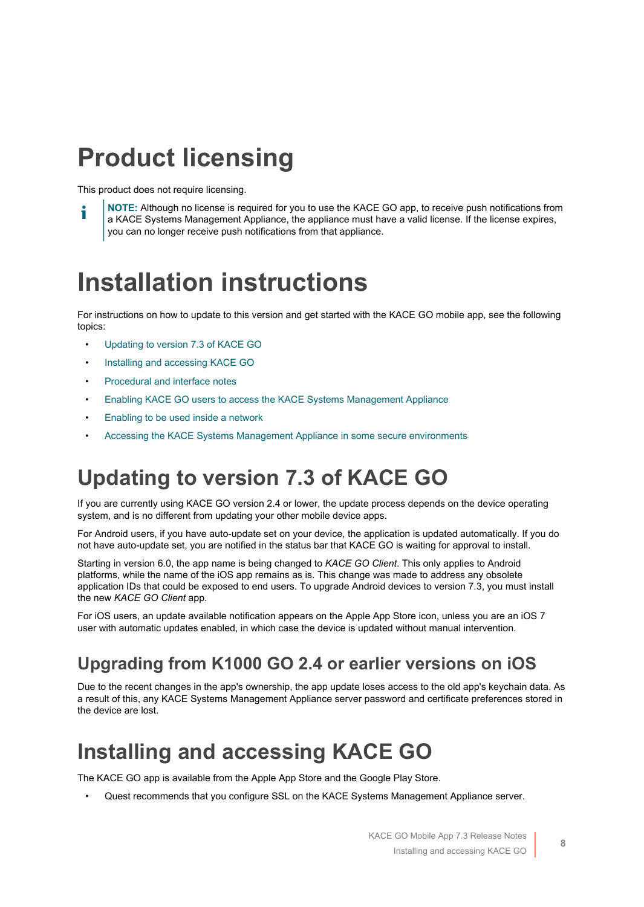# Product licensing

This product does not require licensing.

> **NOTE:** Although no license is required for you to use the KACE GO app, to receive push notifications from a KACE Systems Management Appliance, the appliance must have a valid license. If the license expires, you can no longer receive push notifications from that appliance.

# Installation instructions

For instructions on how to update to this version and get started with the KACE GO mobile app, see the following topics:

- Updating to version 7.3 of KACE GO
- Installing and accessing KACE GO
- Procedural and interface notes
- Enabling KACE GO users to access the KACE Systems Management Appliance
- Enabling to be used inside a network
- Accessing the KACE Systems Management Appliance in some secure environments

## Updating to version 7.3 of KACE GO

If you are currently using KACE GO version 2.4 or lower, the update process depends on the device operating system, and is no different from updating your other mobile device apps.

For Android users, if you have auto-update set on your device, the application is updated automatically. If you do not have auto-update set, you are notified in the status bar that KACE GO is waiting for approval to install.

Starting in version 6.0, the app name is being changed to *KACE GO Client*. This only applies to Android platforms, while the name of the iOS app remains as is. This change was made to address any obsolete application IDs that could be exposed to end users. To upgrade Android devices to version 7.3, you must install the new *KACE GO Client* app.

For iOS users, an update available notification appears on the Apple App Store icon, unless you are an iOS 7 user with automatic updates enabled, in which case the device is updated without manual intervention.

### Upgrading from K1000 GO 2.4 or earlier versions on iOS

Due to the recent changes in the app's ownership, the app update loses access to the old app's keychain data. As a result of this, any KACE Systems Management Appliance server password and certificate preferences stored in the device are lost.

## Installing and accessing KACE GO

The KACE GO app is available from the Apple App Store and the Google Play Store.

- Quest recommends that you configure SSL on the KACE Systems Management Appliance server.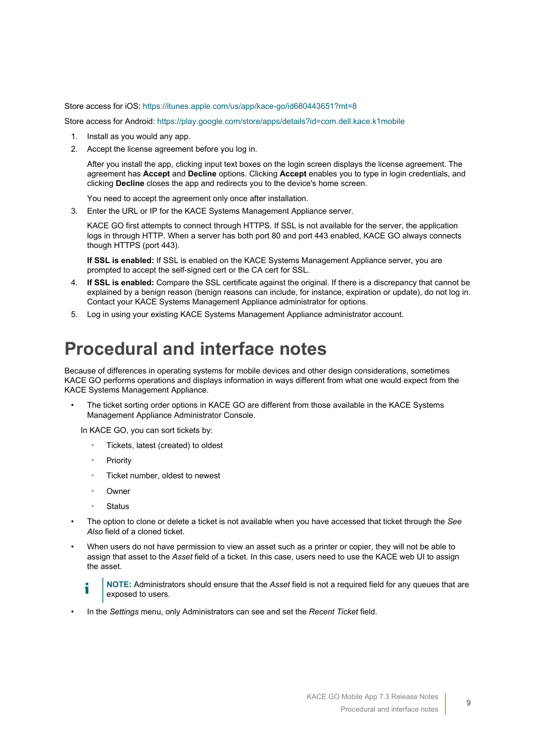Store access for iOS: https://itunes.apple.com/us/app/kace-go/id680443651?mt=8

Store access for Android: https://play.google.com/store/apps/details?id=com.dell.kace.k1mobile

1. Install as you would any app.
2. Accept the license agreement before you log in.

   After you install the app, clicking input text boxes on the login screen displays the license agreement. The agreement has **Accept** and **Decline** options. Clicking **Accept** enables you to type in login credentials, and clicking **Decline** closes the app and redirects you to the device's home screen.

   You need to accept the agreement only once after installation.
3. Enter the URL or IP for the KACE Systems Management Appliance server.

   KACE GO first attempts to connect through HTTPS. If SSL is not available for the server, the application logs in through HTTP. When a server has both port 80 and port 443 enabled, KACE GO always connects though HTTPS (port 443).

   **If SSL is enabled:** If SSL is enabled on the KACE Systems Management Appliance server, you are prompted to accept the self-signed cert or the CA cert for SSL.
4. **If SSL is enabled:** Compare the SSL certificate against the original. If there is a discrepancy that cannot be explained by a benign reason (benign reasons can include, for instance, expiration or update), do not log in. Contact your KACE Systems Management Appliance administrator for options.
5. Log in using your existing KACE Systems Management Appliance administrator account.

# Procedural and interface notes

Because of differences in operating systems for mobile devices and other design considerations, sometimes KACE GO performs operations and displays information in ways different from what one would expect from the KACE Systems Management Appliance.

- The ticket sorting order options in KACE GO are different from those available in the KACE Systems Management Appliance Administrator Console.

  In KACE GO, you can sort tickets by:

  - Tickets, latest (created) to oldest
  - Priority
  - Ticket number, oldest to newest
  - Owner
  - Status
- The option to clone or delete a ticket is not available when you have accessed that ticket through the *See Also* field of a cloned ticket.
- When users do not have permission to view an asset such as a printer or copier, they will not be able to assign that asset to the *Asset* field of a ticket. In this case, users need to use the KACE web UI to assign the asset.

  **NOTE:** Administrators should ensure that the *Asset* field is not a required field for any queues that are exposed to users.
- In the *Settings* menu, only Administrators can see and set the *Recent Ticket* field.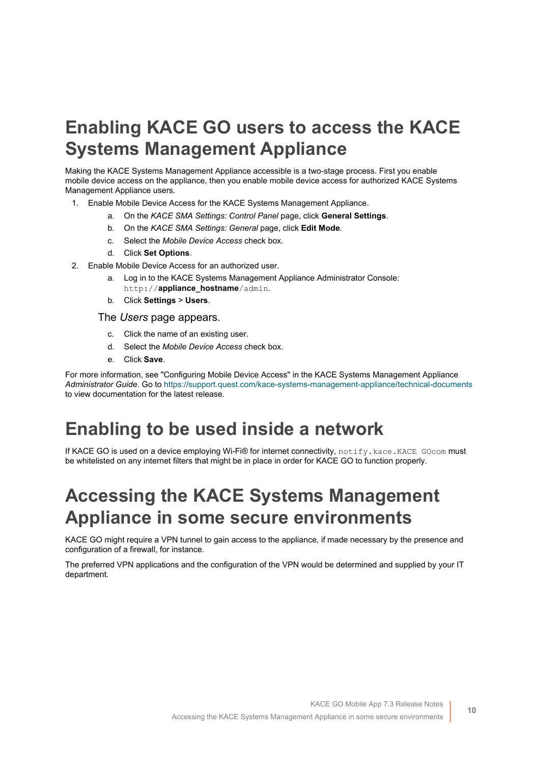# Enabling KACE GO users to access the KACE Systems Management Appliance

Making the KACE Systems Management Appliance accessible is a two-stage process. First you enable mobile device access on the appliance, then you enable mobile device access for authorized KACE Systems Management Appliance users.

1. Enable Mobile Device Access for the KACE Systems Management Appliance.
   a. On the *KACE SMA Settings: Control Panel* page, click **General Settings**.
   b. On the *KACE SMA Settings: General* page, click **Edit Mode**.
   c. Select the *Mobile Device Access* check box.
   d. Click **Set Options**.
2. Enable Mobile Device Access for an authorized user.
   a. Log in to the KACE Systems Management Appliance Administrator Console: `http://`**appliance_hostname**`/admin`.
   b. Click **Settings** > **Users**.

   The *Users* page appears.

   c. Click the name of an existing user.
   d. Select the *Mobile Device Access* check box.
   e. Click **Save**.

For more information, see "Configuring Mobile Device Access" in the KACE Systems Management Appliance *Administrator Guide*. Go to https://support.quest.com/kace-systems-management-appliance/technical-documents to view documentation for the latest release.

# Enabling to be used inside a network

If KACE GO is used on a device employing Wi-Fi® for internet connectivity, `notify.kace.KACE GOcom` must be whitelisted on any internet filters that might be in place in order for KACE GO to function properly.

# Accessing the KACE Systems Management Appliance in some secure environments

KACE GO might require a VPN tunnel to gain access to the appliance, if made necessary by the presence and configuration of a firewall, for instance.

The preferred VPN applications and the configuration of the VPN would be determined and supplied by your IT department.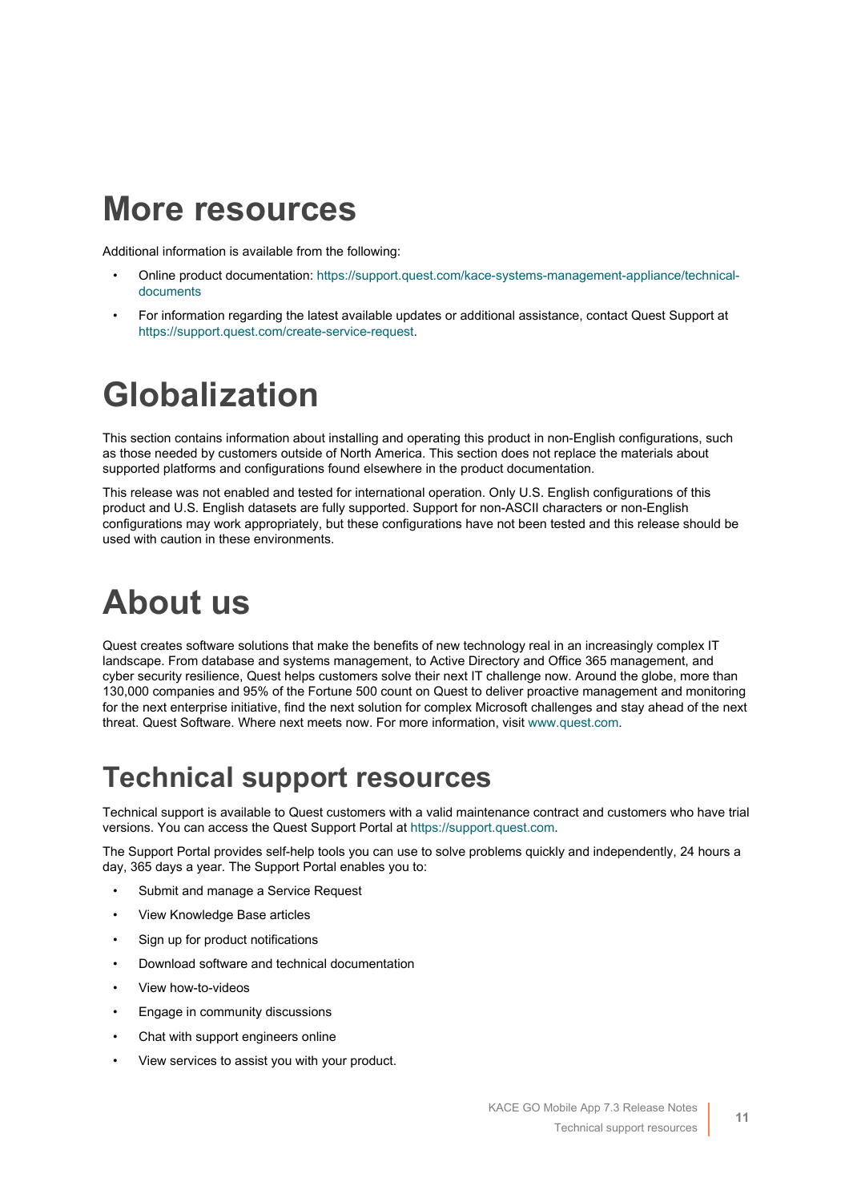# More resources

Additional information is available from the following:

- Online product documentation: https://support.quest.com/kace-systems-management-appliance/technical-documents
- For information regarding the latest available updates or additional assistance, contact Quest Support at https://support.quest.com/create-service-request.

# Globalization

This section contains information about installing and operating this product in non-English configurations, such as those needed by customers outside of North America. This section does not replace the materials about supported platforms and configurations found elsewhere in the product documentation.

This release was not enabled and tested for international operation. Only U.S. English configurations of this product and U.S. English datasets are fully supported. Support for non-ASCII characters or non-English configurations may work appropriately, but these configurations have not been tested and this release should be used with caution in these environments.

# About us

Quest creates software solutions that make the benefits of new technology real in an increasingly complex IT landscape. From database and systems management, to Active Directory and Office 365 management, and cyber security resilience, Quest helps customers solve their next IT challenge now. Around the globe, more than 130,000 companies and 95% of the Fortune 500 count on Quest to deliver proactive management and monitoring for the next enterprise initiative, find the next solution for complex Microsoft challenges and stay ahead of the next threat. Quest Software. Where next meets now. For more information, visit www.quest.com.

## Technical support resources

Technical support is available to Quest customers with a valid maintenance contract and customers who have trial versions. You can access the Quest Support Portal at https://support.quest.com.

The Support Portal provides self-help tools you can use to solve problems quickly and independently, 24 hours a day, 365 days a year. The Support Portal enables you to:

- Submit and manage a Service Request
- View Knowledge Base articles
- Sign up for product notifications
- Download software and technical documentation
- View how-to-videos
- Engage in community discussions
- Chat with support engineers online
- View services to assist you with your product.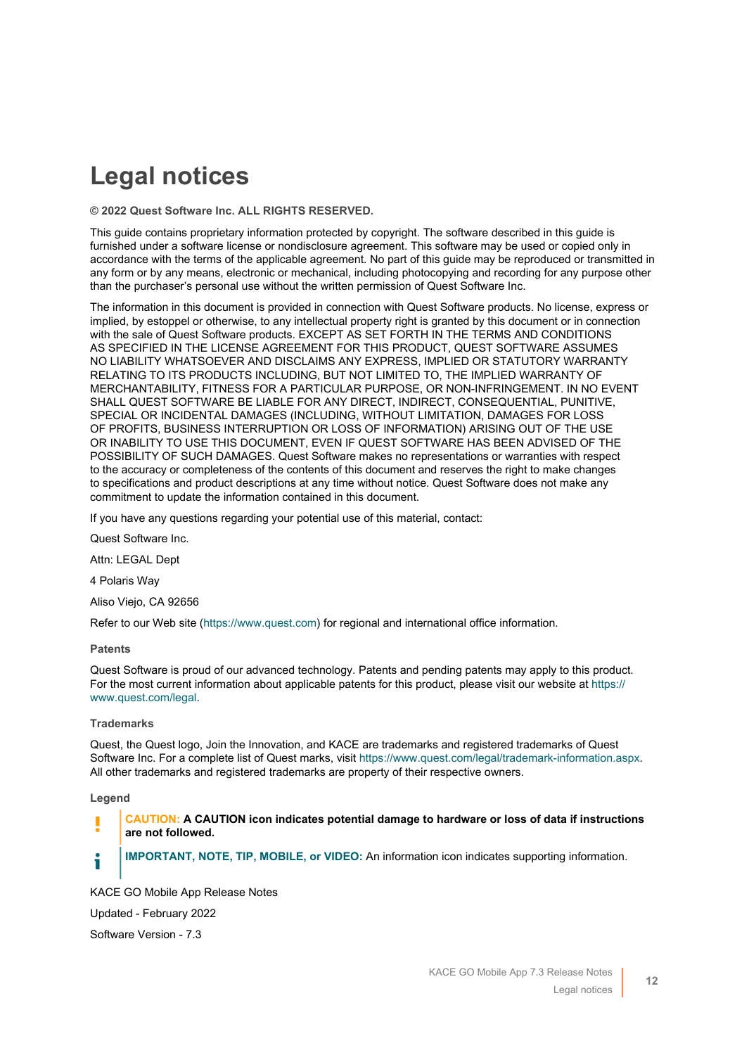# Legal notices

**© 2022 Quest Software Inc. ALL RIGHTS RESERVED.**

This guide contains proprietary information protected by copyright. The software described in this guide is furnished under a software license or nondisclosure agreement. This software may be used or copied only in accordance with the terms of the applicable agreement. No part of this guide may be reproduced or transmitted in any form or by any means, electronic or mechanical, including photocopying and recording for any purpose other than the purchaser's personal use without the written permission of Quest Software Inc.

The information in this document is provided in connection with Quest Software products. No license, express or implied, by estoppel or otherwise, to any intellectual property right is granted by this document or in connection with the sale of Quest Software products. EXCEPT AS SET FORTH IN THE TERMS AND CONDITIONS AS SPECIFIED IN THE LICENSE AGREEMENT FOR THIS PRODUCT, QUEST SOFTWARE ASSUMES NO LIABILITY WHATSOEVER AND DISCLAIMS ANY EXPRESS, IMPLIED OR STATUTORY WARRANTY RELATING TO ITS PRODUCTS INCLUDING, BUT NOT LIMITED TO, THE IMPLIED WARRANTY OF MERCHANTABILITY, FITNESS FOR A PARTICULAR PURPOSE, OR NON-INFRINGEMENT. IN NO EVENT SHALL QUEST SOFTWARE BE LIABLE FOR ANY DIRECT, INDIRECT, CONSEQUENTIAL, PUNITIVE, SPECIAL OR INCIDENTAL DAMAGES (INCLUDING, WITHOUT LIMITATION, DAMAGES FOR LOSS OF PROFITS, BUSINESS INTERRUPTION OR LOSS OF INFORMATION) ARISING OUT OF THE USE OR INABILITY TO USE THIS DOCUMENT, EVEN IF QUEST SOFTWARE HAS BEEN ADVISED OF THE POSSIBILITY OF SUCH DAMAGES. Quest Software makes no representations or warranties with respect to the accuracy or completeness of the contents of this document and reserves the right to make changes to specifications and product descriptions at any time without notice. Quest Software does not make any commitment to update the information contained in this document.

If you have any questions regarding your potential use of this material, contact:

Quest Software Inc.

Attn: LEGAL Dept

4 Polaris Way

Aliso Viejo, CA 92656

Refer to our Web site (https://www.quest.com) for regional and international office information.

### Patents

Quest Software is proud of our advanced technology. Patents and pending patents may apply to this product. For the most current information about applicable patents for this product, please visit our website at https://www.quest.com/legal.

### Trademarks

Quest, the Quest logo, Join the Innovation, and KACE are trademarks and registered trademarks of Quest Software Inc. For a complete list of Quest marks, visit https://www.quest.com/legal/trademark-information.aspx. All other trademarks and registered trademarks are property of their respective owners.

### Legend

**CAUTION: A CAUTION icon indicates potential damage to hardware or loss of data if instructions are not followed.**

**IMPORTANT, NOTE, TIP, MOBILE, or VIDEO:** An information icon indicates supporting information.

KACE GO Mobile App Release Notes

Updated - February 2022

Software Version - 7.3